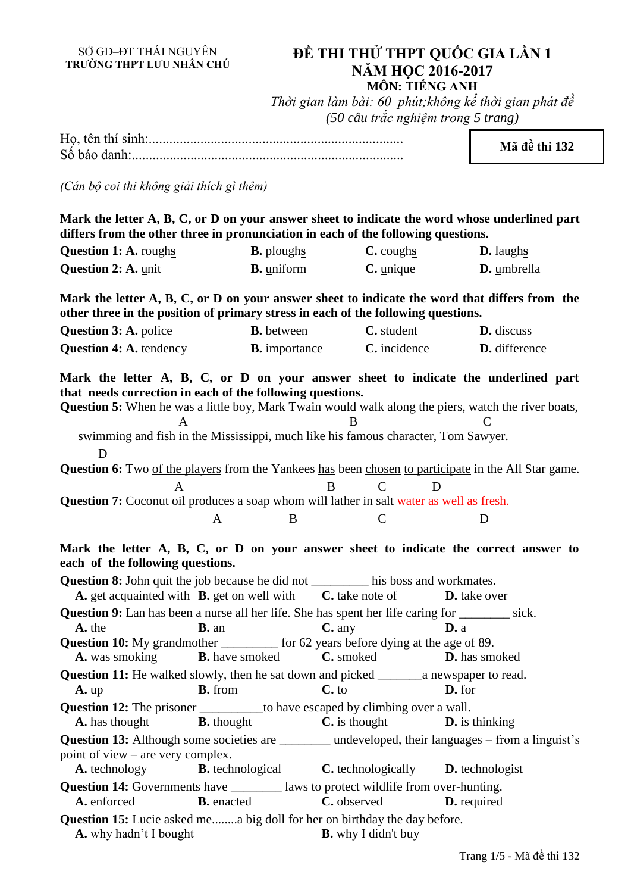SỞ GD–ĐT THÁI NGUYÊN
**TRƯỜNG THPT LƯU NHÂN CHÚ**

# ĐỀ THI THỬ THPT QUỐC GIA LẦN 1
## NĂM HỌC 2016-2017
### MÔN: TIẾNG ANH

*Thời gian làm bài: 60 phút;không kể thời gian phát đề*
*(50 câu trắc nghiệm trong 5 trang)*

Họ, tên thí sinh:..........................................................................
Số báo danh:...............................................................................

**Mã đề thi 132**

*(Cán bộ coi thi không giải thích gì thêm)*

**Mark the letter A, B, C, or D on your answer sheet to indicate the word whose underlined part differs from the other three in pronunciation in each of the following questions.**

**Question 1:** **A.** rough<u>s</u> **B.** plough<u>s</u> **C.** cough<u>s</u> **D.** laugh<u>s</u>

**Question 2:** **A.** <u>u</u>nit **B.** <u>u</u>niform **C.** <u>u</u>nique **D.** <u>u</u>mbrella

**Mark the letter A, B, C, or D on your answer sheet to indicate the word that differs from the other three in the position of primary stress in each of the following questions.**

**Question 3:** **A.** police **B.** between **C.** student **D.** discuss

**Question 4:** **A.** tendency **B.** importance **C.** incidence **D.** difference

**Mark the letter A, B, C, or D on your answer sheet to indicate the underlined part that needs correction in each of the following questions.**

**Question 5:** When he <u>was</u> (A) a little boy, Mark Twain <u>would walk</u> (B) along the piers, <u>watch</u> (C) the river boats, <u>swimming</u> (D) and fish in the Mississippi, much like his famous character, Tom Sawyer.

**Question 6:** Two <u>of the players</u> (A) from the Yankees <u>has</u> (B) been <u>chosen</u> (C) <u>to participate</u> (D) in the All Star game.

**Question 7:** Coconut oil <u>produces</u> (A) a soap <u>whom</u> (B) will lather in <u>salt</u> (C) water as well as <u>fresh</u> (D).

**Mark the letter A, B, C, or D on your answer sheet to indicate the correct answer to each of the following questions.**

**Question 8:** John quit the job because he did not _________ his boss and workmates.
**A.** get acquainted with **B.** get on well with **C.** take note of **D.** take over

**Question 9:** Lan has been a nurse all her life. She has spent her life caring for ________ sick.
**A.** the **B.** an **C.** any **D.** a

**Question 10:** My grandmother _________ for 62 years before dying at the age of 89.
**A.** was smoking **B.** have smoked **C.** smoked **D.** has smoked

**Question 11:** He walked slowly, then he sat down and picked _______a newspaper to read.
**A.** up **B.** from **C.** to **D.** for

**Question 12:** The prisoner __________to have escaped by climbing over a wall.
**A.** has thought **B.** thought **C.** is thought **D.** is thinking

**Question 13:** Although some societies are ________ undeveloped, their languages – from a linguist's point of view – are very complex.
**A.** technology **B.** technological **C.** technologically **D.** technologist

**Question 14:** Governments have ________ laws to protect wildlife from over-hunting.
**A.** enforced **B.** enacted **C.** observed **D.** required

**Question 15:** Lucie asked me........a big doll for her on birthday the day before.
**A.** why hadn't I bought **B.** why I didn't buy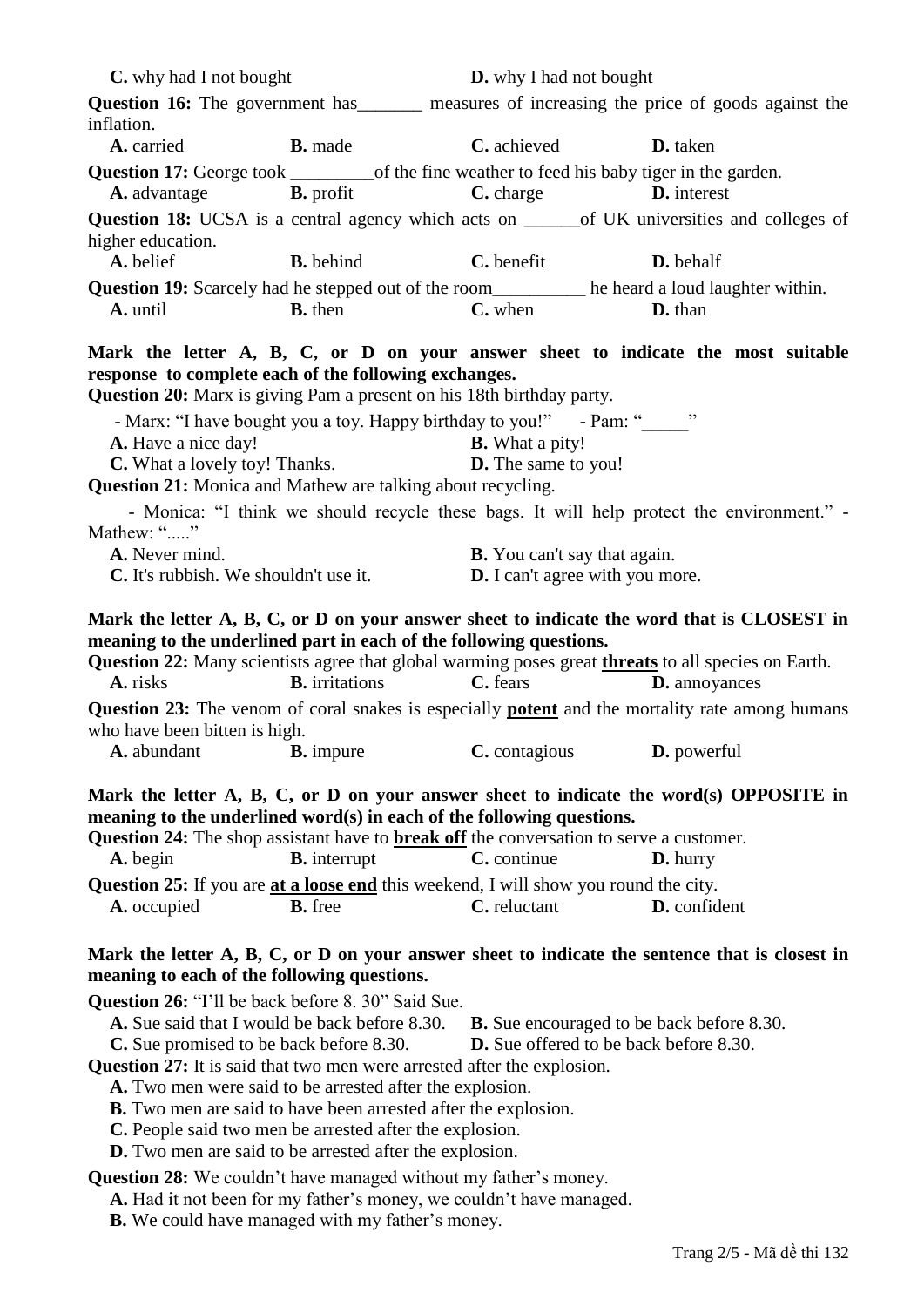**C.** why had I not bought **D.** why I had not bought

**Question 16:** The government has_______ measures of increasing the price of goods against the inflation.

**A.** carried **B.** made **C.** achieved **D.** taken

**Question 17:** George took _________of the fine weather to feed his baby tiger in the garden.

**A.** advantage **B.** profit **C.** charge **D.** interest

**Question 18:** UCSA is a central agency which acts on ______of UK universities and colleges of higher education.

**A.** belief **B.** behind **C.** benefit **D.** behalf

**Question 19:** Scarcely had he stepped out of the room__________ he heard a loud laughter within.

**A.** until **B.** then **C.** when **D.** than

**Mark the letter A, B, C, or D on your answer sheet to indicate the most suitable response to complete each of the following exchanges.**

**Question 20:** Marx is giving Pam a present on his 18th birthday party.

- Marx: "I have bought you a toy. Happy birthday to you!" - Pam: "_____"

**A.** Have a nice day! **B.** What a pity!

**C.** What a lovely toy! Thanks. **D.** The same to you!

**Question 21:** Monica and Mathew are talking about recycling.

- Monica: "I think we should recycle these bags. It will help protect the environment." - Mathew: "....."

**A.** Never mind. **B.** You can't say that again.

**C.** It's rubbish. We shouldn't use it. **D.** I can't agree with you more.

**Mark the letter A, B, C, or D on your answer sheet to indicate the word that is CLOSEST in meaning to the underlined part in each of the following questions.**

**Question 22:** Many scientists agree that global warming poses great **threats** to all species on Earth.

**A.** risks **B.** irritations **C.** fears **D.** annoyances

**Question 23:** The venom of coral snakes is especially **potent** and the mortality rate among humans who have been bitten is high.

**A.** abundant **B.** impure **C.** contagious **D.** powerful

**Mark the letter A, B, C, or D on your answer sheet to indicate the word(s) OPPOSITE in meaning to the underlined word(s) in each of the following questions.**

**Question 24:** The shop assistant have to **break off** the conversation to serve a customer.

**A.** begin **B.** interrupt **C.** continue **D.** hurry

**Question 25:** If you are **at a loose end** this weekend, I will show you round the city.

**A.** occupied **B.** free **C.** reluctant **D.** confident

**Mark the letter A, B, C, or D on your answer sheet to indicate the sentence that is closest in meaning to each of the following questions.**

**Question 26:** "I'll be back before 8. 30" Said Sue.

**A.** Sue said that I would be back before 8.30. **B.** Sue encouraged to be back before 8.30.

**C.** Sue promised to be back before 8.30. **D.** Sue offered to be back before 8.30.

**Question 27:** It is said that two men were arrested after the explosion.

**A.** Two men were said to be arrested after the explosion.

**B.** Two men are said to have been arrested after the explosion.

**C.** People said two men be arrested after the explosion.

**D.** Two men are said to be arrested after the explosion.

**Question 28:** We couldn't have managed without my father's money.

**A.** Had it not been for my father's money, we couldn't have managed.

**B.** We could have managed with my father's money.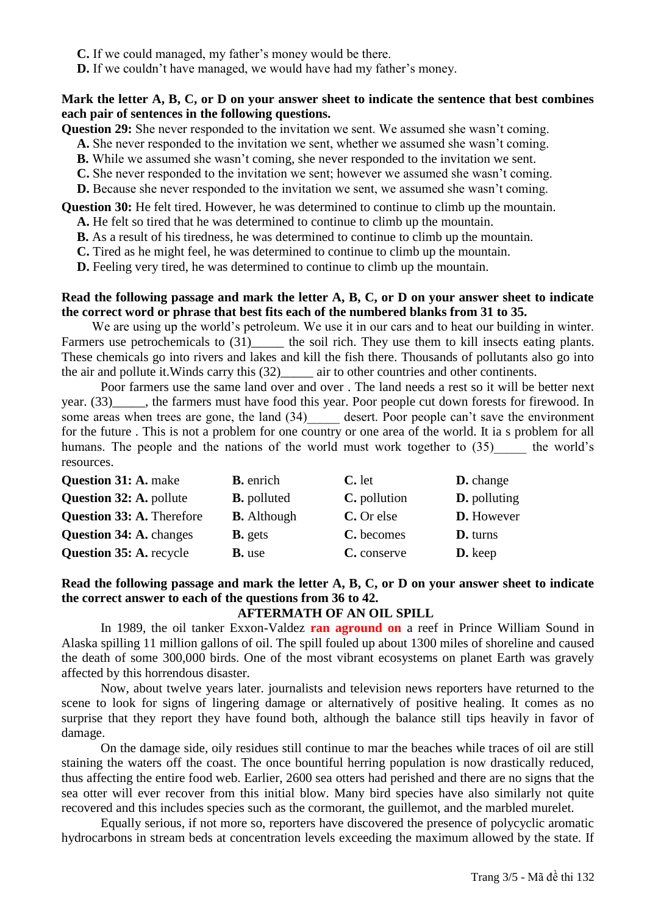**C.** If we could managed, my father's money would be there.
**D.** If we couldn't have managed, we would have had my father's money.

**Mark the letter A, B, C, or D on your answer sheet to indicate the sentence that best combines each pair of sentences in the following questions.**

**Question 29:** She never responded to the invitation we sent. We assumed she wasn't coming.
**A.** She never responded to the invitation we sent, whether we assumed she wasn't coming.
**B.** While we assumed she wasn't coming, she never responded to the invitation we sent.
**C.** She never responded to the invitation we sent; however we assumed she wasn't coming.
**D.** Because she never responded to the invitation we sent, we assumed she wasn't coming.

**Question 30:** He felt tired. However, he was determined to continue to climb up the mountain.
**A.** He felt so tired that he was determined to continue to climb up the mountain.
**B.** As a result of his tiredness, he was determined to continue to climb up the mountain.
**C.** Tired as he might feel, he was determined to continue to climb up the mountain.
**D.** Feeling very tired, he was determined to continue to climb up the mountain.

**Read the following passage and mark the letter A, B, C, or D on your answer sheet to indicate the correct word or phrase that best fits each of the numbered blanks from 31 to 35.**

We are using up the world's petroleum. We use it in our cars and to heat our building in winter. Farmers use petrochemicals to (31)_____ the soil rich. They use them to kill insects eating plants. These chemicals go into rivers and lakes and kill the fish there. Thousands of pollutants also go into the air and pollute it.Winds carry this (32)_____ air to other countries and other continents.

Poor farmers use the same land over and over . The land needs a rest so it will be better next year. (33)_____, the farmers must have food this year. Poor people cut down forests for firewood. In some areas when trees are gone, the land (34)_____ desert. Poor people can't save the environment for the future . This is not a problem for one country or one area of the world. It ia s problem for all humans. The people and the nations of the world must work together to (35)_____ the world's resources.

| | | | |
|---|---|---|---|
| **Question 31: A.** make | **B.** enrich | **C.** let | **D.** change |
| **Question 32: A.** pollute | **B.** polluted | **C.** pollution | **D.** polluting |
| **Question 33: A.** Therefore | **B.** Although | **C.** Or else | **D.** However |
| **Question 34: A.** changes | **B.** gets | **C.** becomes | **D.** turns |
| **Question 35: A.** recycle | **B.** use | **C.** conserve | **D.** keep |

**Read the following passage and mark the letter A, B, C, or D on your answer sheet to indicate the correct answer to each of the questions from 36 to 42.**

**AFTERMATH OF AN OIL SPILL**

In 1989, the oil tanker Exxon-Valdez **ran aground on** a reef in Prince William Sound in Alaska spilling 11 million gallons of oil. The spill fouled up about 1300 miles of shoreline and caused the death of some 300,000 birds. One of the most vibrant ecosystems on planet Earth was gravely affected by this horrendous disaster.

Now, about twelve years later. journalists and television news reporters have returned to the scene to look for signs of lingering damage or alternatively of positive healing. It comes as no surprise that they report they have found both, although the balance still tips heavily in favor of damage.

On the damage side, oily residues still continue to mar the beaches while traces of oil are still staining the waters off the coast. The once bountiful herring population is now drastically reduced, thus affecting the entire food web. Earlier, 2600 sea otters had perished and there are no signs that the sea otter will ever recover from this initial blow. Many bird species have also similarly not quite recovered and this includes species such as the cormorant, the guillemot, and the marbled murelet.

Equally serious, if not more so, reporters have discovered the presence of polycyclic aromatic hydrocarbons in stream beds at concentration levels exceeding the maximum allowed by the state. If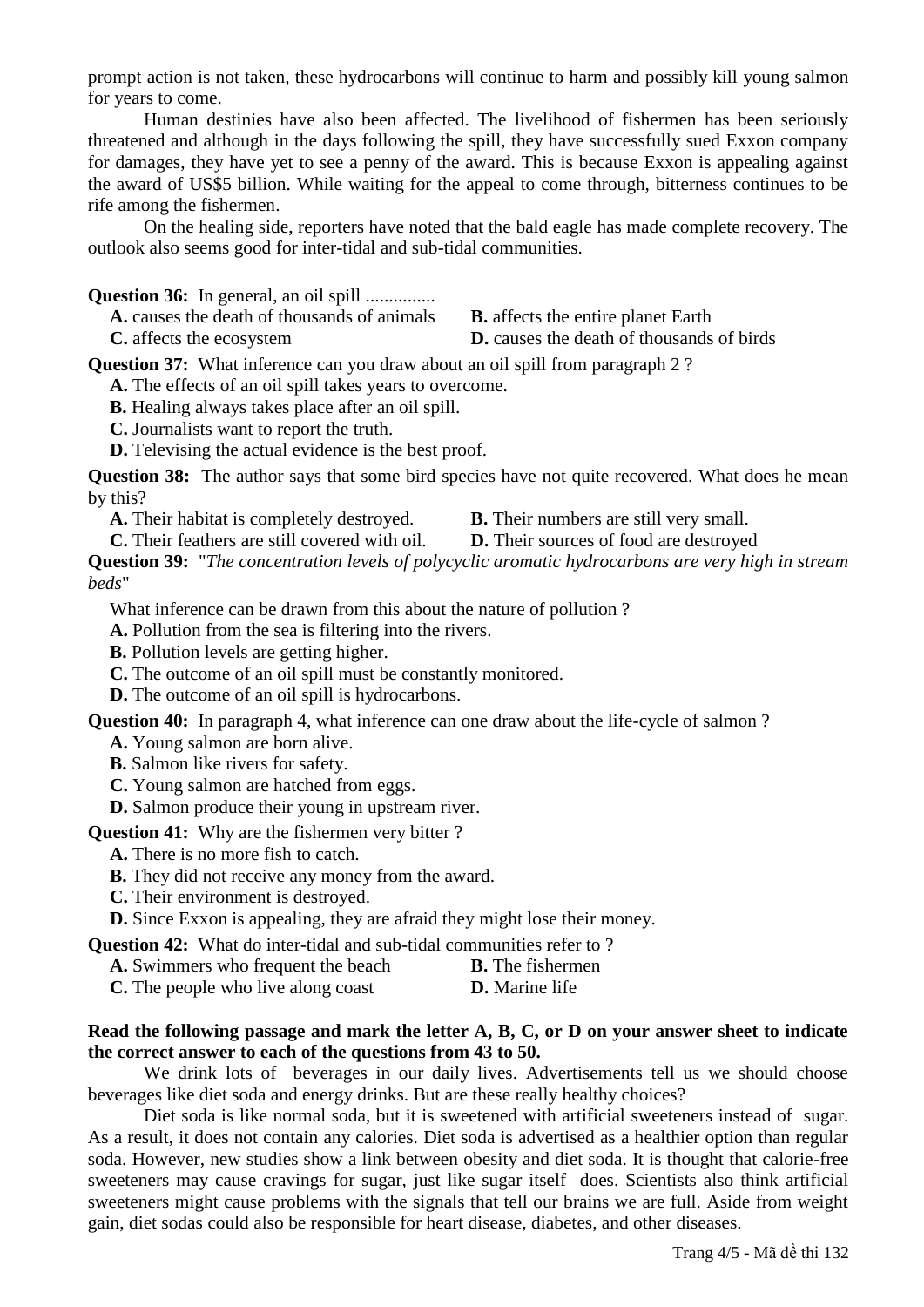prompt action is not taken, these hydrocarbons will continue to harm and possibly kill young salmon for years to come.

Human destinies have also been affected. The livelihood of fishermen has been seriously threatened and although in the days following the spill, they have successfully sued Exxon company for damages, they have yet to see a penny of the award. This is because Exxon is appealing against the award of US$5 billion. While waiting for the appeal to come through, bitterness continues to be rife among the fishermen.

On the healing side, reporters have noted that the bald eagle has made complete recovery. The outlook also seems good for inter-tidal and sub-tidal communities.

**Question 36:** In general, an oil spill ...............

**A.** causes the death of thousands of animals
**B.** affects the entire planet Earth
**C.** affects the ecosystem
**D.** causes the death of thousands of birds

**Question 37:** What inference can you draw about an oil spill from paragraph 2 ?

**A.** The effects of an oil spill takes years to overcome.
**B.** Healing always takes place after an oil spill.
**C.** Journalists want to report the truth.
**D.** Televising the actual evidence is the best proof.

**Question 38:** The author says that some bird species have not quite recovered. What does he mean by this?

**A.** Their habitat is completely destroyed.
**B.** Their numbers are still very small.
**C.** Their feathers are still covered with oil.
**D.** Their sources of food are destroyed

**Question 39:** "*The concentration levels of polycyclic aromatic hydrocarbons are very high in stream beds*"

What inference can be drawn from this about the nature of pollution ?

**A.** Pollution from the sea is filtering into the rivers.
**B.** Pollution levels are getting higher.
**C.** The outcome of an oil spill must be constantly monitored.
**D.** The outcome of an oil spill is hydrocarbons.

**Question 40:** In paragraph 4, what inference can one draw about the life-cycle of salmon ?

**A.** Young salmon are born alive.
**B.** Salmon like rivers for safety.
**C.** Young salmon are hatched from eggs.
**D.** Salmon produce their young in upstream river.

**Question 41:** Why are the fishermen very bitter ?

**A.** There is no more fish to catch.
**B.** They did not receive any money from the award.
**C.** Their environment is destroyed.
**D.** Since Exxon is appealing, they are afraid they might lose their money.

**Question 42:** What do inter-tidal and sub-tidal communities refer to ?

**A.** Swimmers who frequent the beach
**B.** The fishermen
**C.** The people who live along coast
**D.** Marine life

**Read the following passage and mark the letter A, B, C, or D on your answer sheet to indicate the correct answer to each of the questions from 43 to 50.**

We drink lots of beverages in our daily lives. Advertisements tell us we should choose beverages like diet soda and energy drinks. But are these really healthy choices?

Diet soda is like normal soda, but it is sweetened with artificial sweeteners instead of sugar. As a result, it does not contain any calories. Diet soda is advertised as a healthier option than regular soda. However, new studies show a link between obesity and diet soda. It is thought that calorie-free sweeteners may cause cravings for sugar, just like sugar itself does. Scientists also think artificial sweeteners might cause problems with the signals that tell our brains we are full. Aside from weight gain, diet sodas could also be responsible for heart disease, diabetes, and other diseases.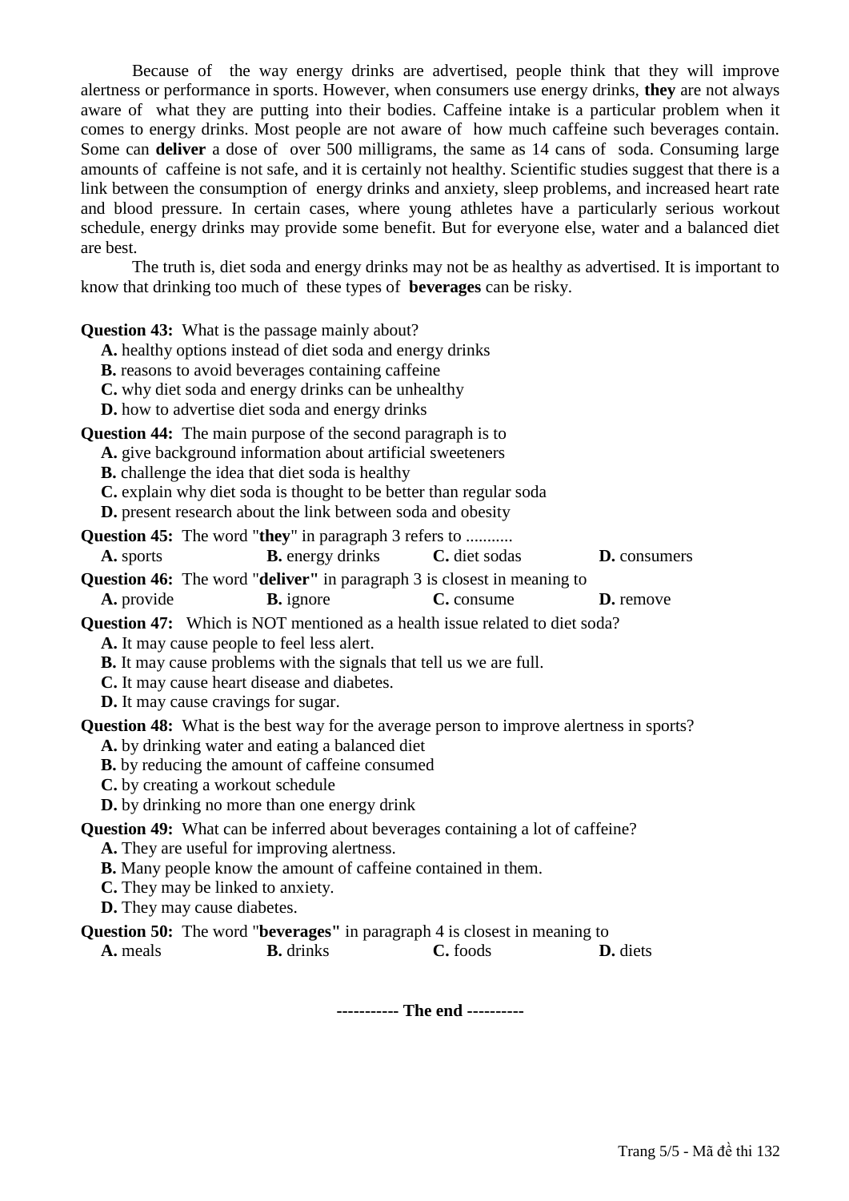Because of the way energy drinks are advertised, people think that they will improve alertness or performance in sports. However, when consumers use energy drinks, **they** are not always aware of what they are putting into their bodies. Caffeine intake is a particular problem when it comes to energy drinks. Most people are not aware of how much caffeine such beverages contain. Some can **deliver** a dose of over 500 milligrams, the same as 14 cans of soda. Consuming large amounts of caffeine is not safe, and it is certainly not healthy. Scientific studies suggest that there is a link between the consumption of energy drinks and anxiety, sleep problems, and increased heart rate and blood pressure. In certain cases, where young athletes have a particularly serious workout schedule, energy drinks may provide some benefit. But for everyone else, water and a balanced diet are best.

The truth is, diet soda and energy drinks may not be as healthy as advertised. It is important to know that drinking too much of these types of **beverages** can be risky.

**Question 43:** What is the passage mainly about?

**A.** healthy options instead of diet soda and energy drinks
**B.** reasons to avoid beverages containing caffeine
**C.** why diet soda and energy drinks can be unhealthy
**D.** how to advertise diet soda and energy drinks

**Question 44:** The main purpose of the second paragraph is to

**A.** give background information about artificial sweeteners
**B.** challenge the idea that diet soda is healthy
**C.** explain why diet soda is thought to be better than regular soda
**D.** present research about the link between soda and obesity

**Question 45:** The word "**they**" in paragraph 3 refers to ...........

**A.** sports **B.** energy drinks **C.** diet sodas **D.** consumers

**Question 46:** The word "**deliver"** in paragraph 3 is closest in meaning to

**A.** provide **B.** ignore **C.** consume **D.** remove

**Question 47:** Which is NOT mentioned as a health issue related to diet soda?

**A.** It may cause people to feel less alert.
**B.** It may cause problems with the signals that tell us we are full.
**C.** It may cause heart disease and diabetes.
**D.** It may cause cravings for sugar.

**Question 48:** What is the best way for the average person to improve alertness in sports?

**A.** by drinking water and eating a balanced diet
**B.** by reducing the amount of caffeine consumed
**C.** by creating a workout schedule
**D.** by drinking no more than one energy drink

**Question 49:** What can be inferred about beverages containing a lot of caffeine?

**A.** They are useful for improving alertness.
**B.** Many people know the amount of caffeine contained in them.
**C.** They may be linked to anxiety.
**D.** They may cause diabetes.

**Question 50:** The word "**beverages"** in paragraph 4 is closest in meaning to

**A.** meals **B.** drinks **C.** foods **D.** diets

----------- **The end** ----------